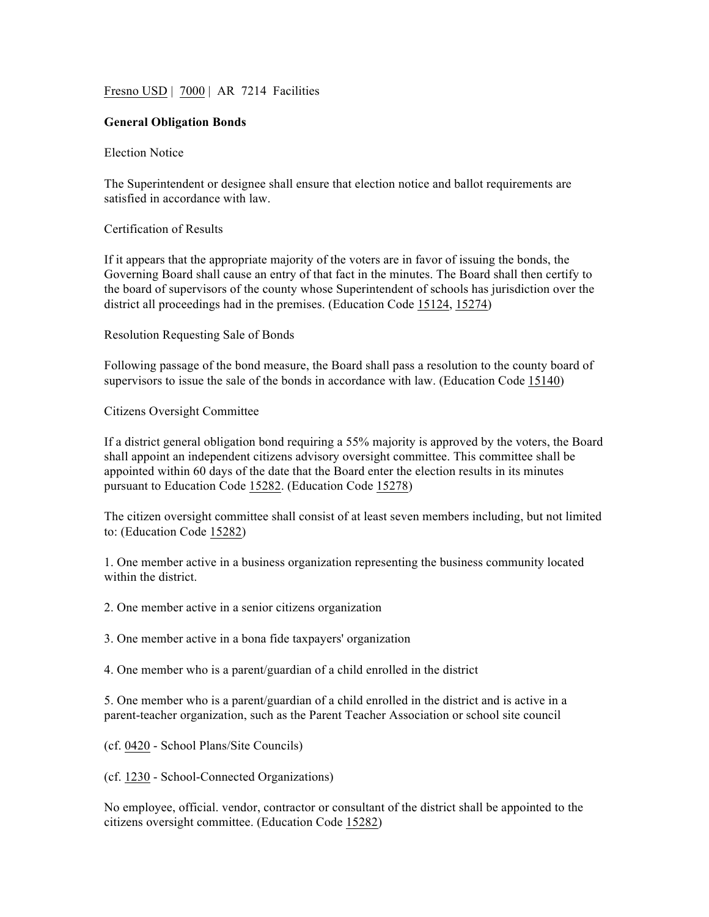Fresno USD | 7000 | AR 7214 Facilities

**General Obligation Bonds**

Election Notice

The Superintendent or designee shall ensure that election notice and ballot requirements are satisfied in accordance with law.

Certification of Results

If it appears that the appropriate majority of the voters are in favor of issuing the bonds, the Governing Board shall cause an entry of that fact in the minutes. The Board shall then certify to the board of supervisors of the county whose Superintendent of schools has jurisdiction over the district all proceedings had in the premises. (Education Code 15124, 15274)

Resolution Requesting Sale of Bonds

Following passage of the bond measure, the Board shall pass a resolution to the county board of supervisors to issue the sale of the bonds in accordance with law. (Education Code 15140)

Citizens Oversight Committee

If a district general obligation bond requiring a 55% majority is approved by the voters, the Board shall appoint an independent citizens advisory oversight committee. This committee shall be appointed within 60 days of the date that the Board enter the election results in its minutes pursuant to Education Code 15282. (Education Code 15278)

The citizen oversight committee shall consist of at least seven members including, but not limited to: (Education Code 15282)

1. One member active in a business organization representing the business community located within the district.

2. One member active in a senior citizens organization

3. One member active in a bona fide taxpayers' organization

4. One member who is a parent/guardian of a child enrolled in the district

5. One member who is a parent/guardian of a child enrolled in the district and is active in a parent-teacher organization, such as the Parent Teacher Association or school site council

(cf. 0420 - School Plans/Site Councils)

(cf. 1230 - School-Connected Organizations)

No employee, official. vendor, contractor or consultant of the district shall be appointed to the citizens oversight committee. (Education Code 15282)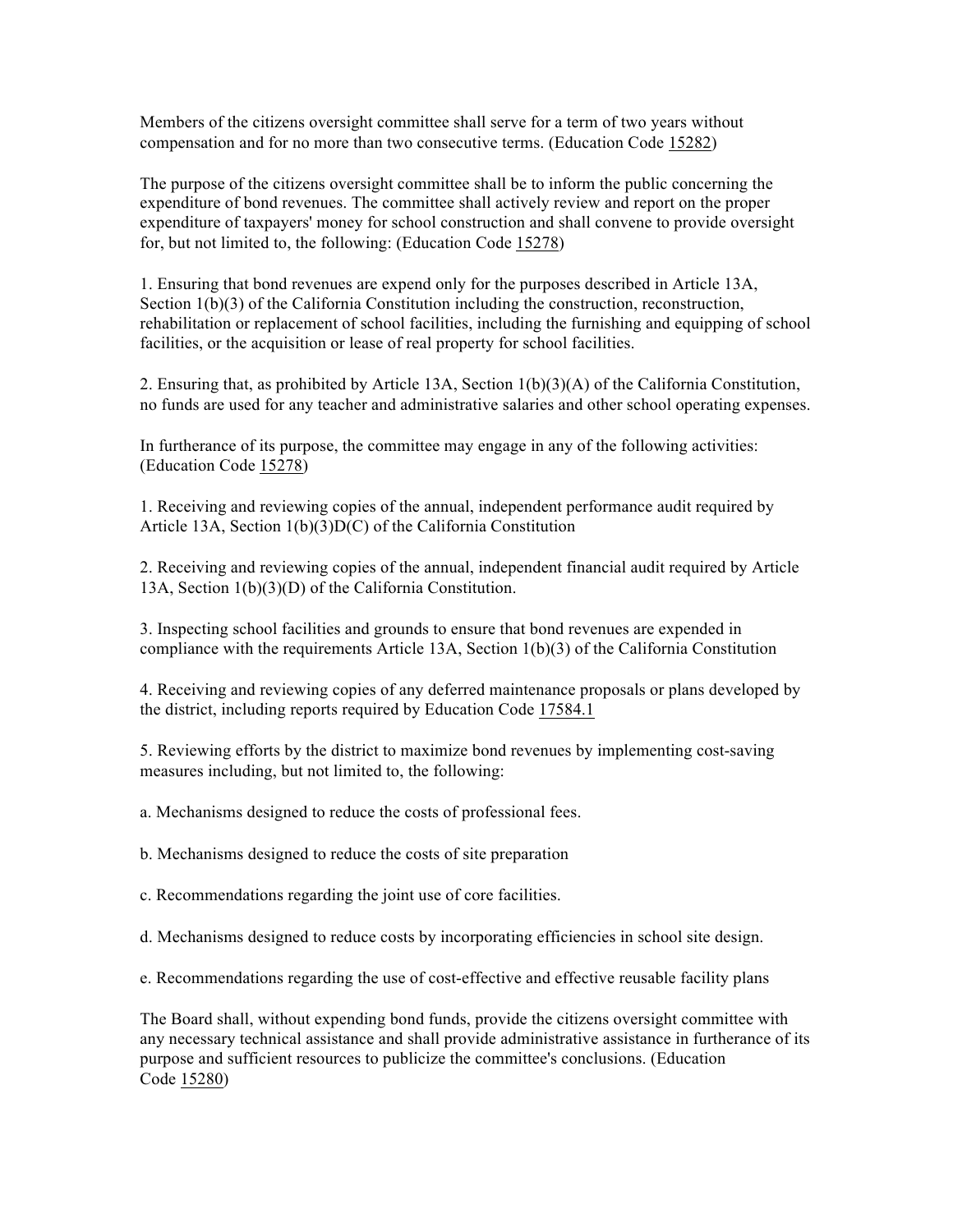Members of the citizens oversight committee shall serve for a term of two years without compensation and for no more than two consecutive terms. (Education Code 15282)

The purpose of the citizens oversight committee shall be to inform the public concerning the expenditure of bond revenues. The committee shall actively review and report on the proper expenditure of taxpayers' money for school construction and shall convene to provide oversight for, but not limited to, the following: (Education Code 15278)

1. Ensuring that bond revenues are expend only for the purposes described in Article 13A, Section 1(b)(3) of the California Constitution including the construction, reconstruction, rehabilitation or replacement of school facilities, including the furnishing and equipping of school facilities, or the acquisition or lease of real property for school facilities.

2. Ensuring that, as prohibited by Article 13A, Section 1(b)(3)(A) of the California Constitution, no funds are used for any teacher and administrative salaries and other school operating expenses.

In furtherance of its purpose, the committee may engage in any of the following activities: (Education Code 15278)

1. Receiving and reviewing copies of the annual, independent performance audit required by Article 13A, Section 1(b)(3)D(C) of the California Constitution

2. Receiving and reviewing copies of the annual, independent financial audit required by Article 13A, Section 1(b)(3)(D) of the California Constitution.

3. Inspecting school facilities and grounds to ensure that bond revenues are expended in compliance with the requirements Article 13A, Section 1(b)(3) of the California Constitution

4. Receiving and reviewing copies of any deferred maintenance proposals or plans developed by the district, including reports required by Education Code 17584.1

5. Reviewing efforts by the district to maximize bond revenues by implementing cost-saving measures including, but not limited to, the following:

a. Mechanisms designed to reduce the costs of professional fees.

b. Mechanisms designed to reduce the costs of site preparation

c. Recommendations regarding the joint use of core facilities.

d. Mechanisms designed to reduce costs by incorporating efficiencies in school site design.

e. Recommendations regarding the use of cost-effective and effective reusable facility plans

The Board shall, without expending bond funds, provide the citizens oversight committee with any necessary technical assistance and shall provide administrative assistance in furtherance of its purpose and sufficient resources to publicize the committee's conclusions. (Education Code 15280)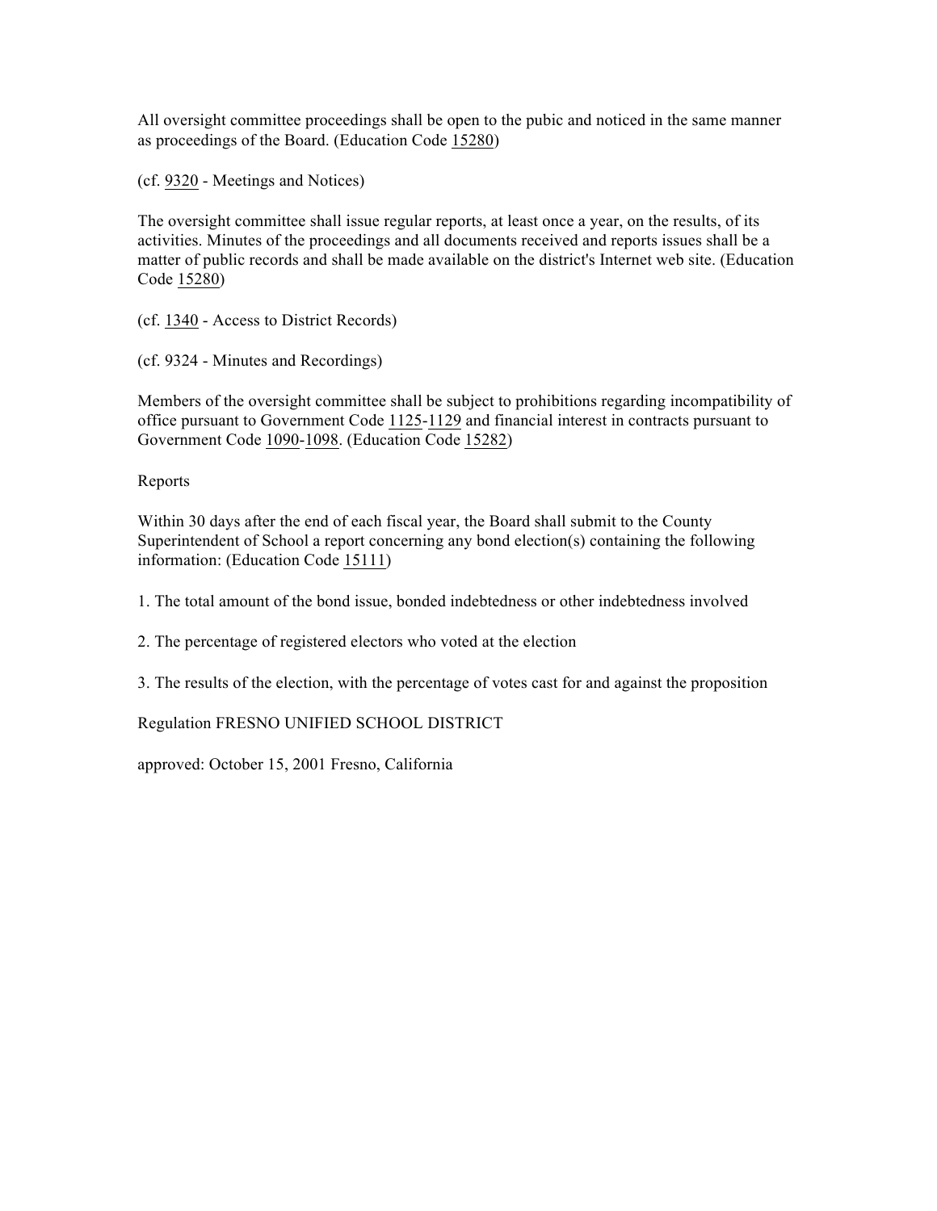All oversight committee proceedings shall be open to the pubic and noticed in the same manner as proceedings of the Board. (Education Code 15280)

(cf. 9320 - Meetings and Notices)

The oversight committee shall issue regular reports, at least once a year, on the results, of its activities. Minutes of the proceedings and all documents received and reports issues shall be a matter of public records and shall be made available on the district's Internet web site. (Education Code 15280)

(cf. 1340 - Access to District Records)

(cf. 9324 - Minutes and Recordings)

Members of the oversight committee shall be subject to prohibitions regarding incompatibility of office pursuant to Government Code 1125-1129 and financial interest in contracts pursuant to Government Code 1090-1098. (Education Code 15282)

Reports

Within 30 days after the end of each fiscal year, the Board shall submit to the County Superintendent of School a report concerning any bond election(s) containing the following information: (Education Code 15111)

1. The total amount of the bond issue, bonded indebtedness or other indebtedness involved

2. The percentage of registered electors who voted at the election

3. The results of the election, with the percentage of votes cast for and against the proposition

Regulation FRESNO UNIFIED SCHOOL DISTRICT

approved: October 15, 2001 Fresno, California